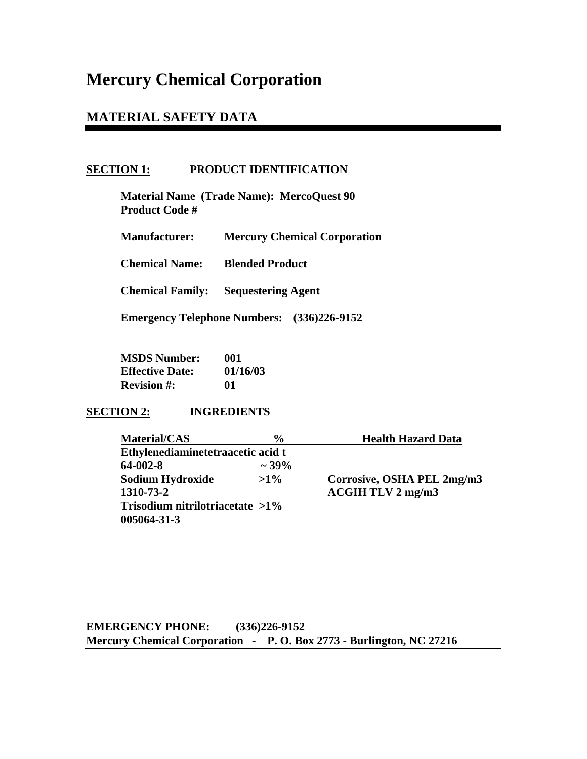# Mercury Chemical Corporation

## MATERIAL SAFETY DATA

### SECTION 1: PRODUCT IDENTIFICATION

**Material Name (Trade Name): MercoQuest 90**
**Product Code #**

**Manufacturer:** **Mercury Chemical Corporation**

**Chemical Name:** **Blended Product**

**Chemical Family:** **Sequestering Agent**

**Emergency Telephone Numbers: (336)226-9152**

**MSDS Number:** **001**
**Effective Date:** **01/16/03**
**Revision #:** **01**

### SECTION 2: INGREDIENTS

| Material/CAS | % | Health Hazard Data |
|---|---|---|
| Ethylenediaminetetraacetic acid t 64-002-8 | ~ 39% | |
| Sodium Hydroxide 1310-73-2 | >1% | Corrosive, OSHA PEL 2mg/m3 ACGIH TLV 2 mg/m3 |
| Trisodium nitrilotriacetate 005064-31-3 | >1% | |

**EMERGENCY PHONE: (336)226-9152**
**Mercury Chemical Corporation - P. O. Box 2773 - Burlington, NC 27216**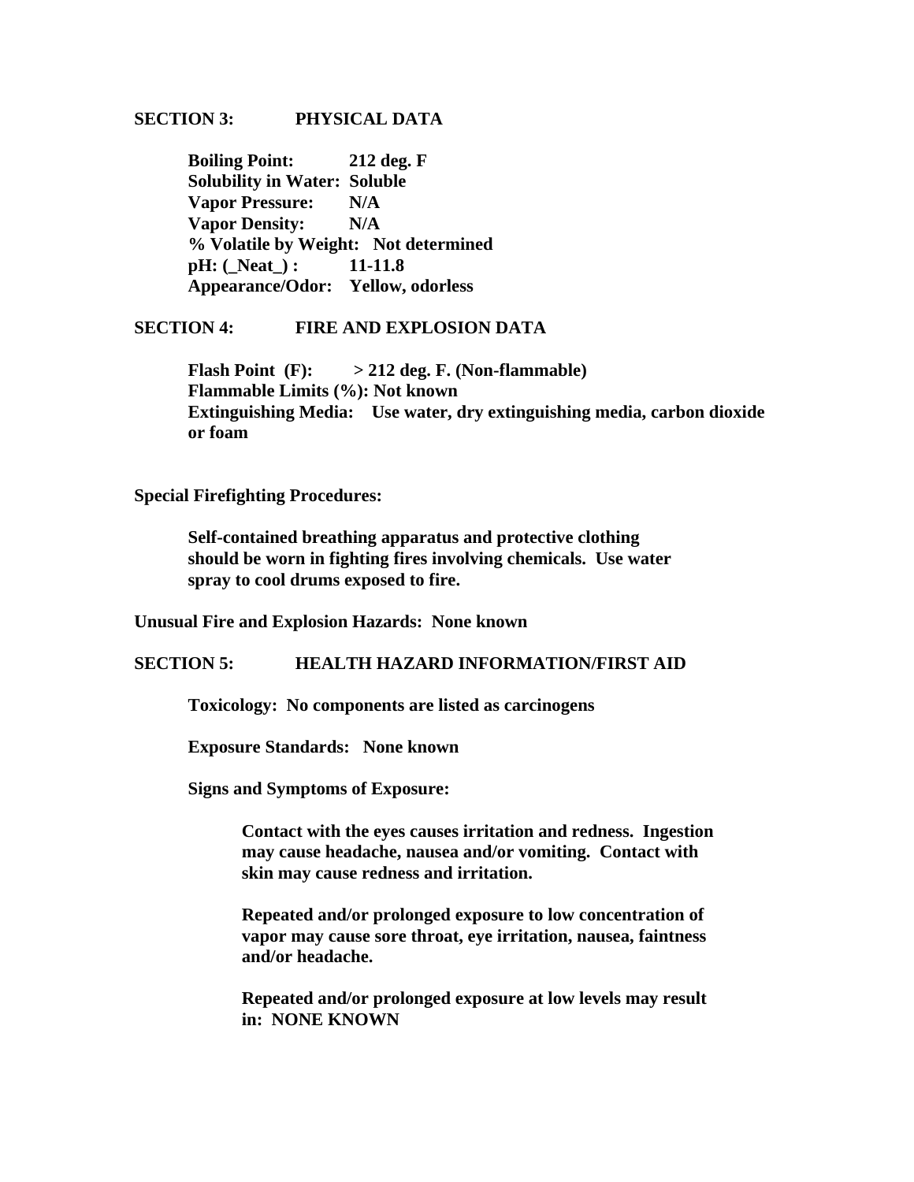## SECTION 3: PHYSICAL DATA

**Boiling Point: 212 deg. F**
**Solubility in Water: Soluble**
**Vapor Pressure: N/A**
**Vapor Density: N/A**
**% Volatile by Weight: Not determined**
**pH: (_Neat_) : 11-11.8**
**Appearance/Odor: Yellow, odorless**

## SECTION 4: FIRE AND EXPLOSION DATA

**Flash Point (F): > 212 deg. F. (Non-flammable)**
**Flammable Limits (%): Not known**
**Extinguishing Media: Use water, dry extinguishing media, carbon dioxide or foam**

**Special Firefighting Procedures:**

**Self-contained breathing apparatus and protective clothing should be worn in fighting fires involving chemicals. Use water spray to cool drums exposed to fire.**

**Unusual Fire and Explosion Hazards: None known**

## SECTION 5: HEALTH HAZARD INFORMATION/FIRST AID

**Toxicology: No components are listed as carcinogens**

**Exposure Standards: None known**

**Signs and Symptoms of Exposure:**

**Contact with the eyes causes irritation and redness. Ingestion may cause headache, nausea and/or vomiting. Contact with skin may cause redness and irritation.**

**Repeated and/or prolonged exposure to low concentration of vapor may cause sore throat, eye irritation, nausea, faintness and/or headache.**

**Repeated and/or prolonged exposure at low levels may result in: NONE KNOWN**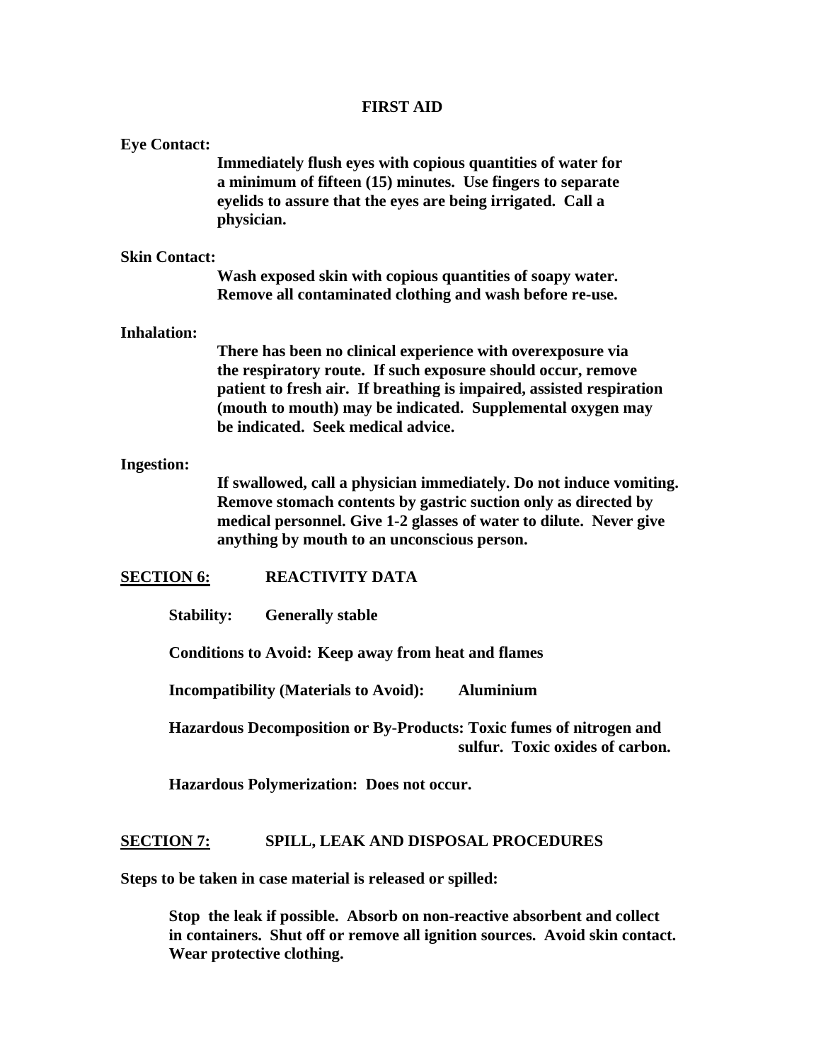## FIRST AID

**Eye Contact:**

**Immediately flush eyes with copious quantities of water for a minimum of fifteen (15) minutes. Use fingers to separate eyelids to assure that the eyes are being irrigated. Call a physician.**

**Skin Contact:**

**Wash exposed skin with copious quantities of soapy water. Remove all contaminated clothing and wash before re-use.**

**Inhalation:**

**There has been no clinical experience with overexposure via the respiratory route. If such exposure should occur, remove patient to fresh air. If breathing is impaired, assisted respiration (mouth to mouth) may be indicated. Supplemental oxygen may be indicated. Seek medical advice.**

**Ingestion:**

**If swallowed, call a physician immediately. Do not induce vomiting. Remove stomach contents by gastric suction only as directed by medical personnel. Give 1-2 glasses of water to dilute. Never give anything by mouth to an unconscious person.**

## SECTION 6: REACTIVITY DATA

**Stability:** **Generally stable**

**Conditions to Avoid: Keep away from heat and flames**

**Incompatibility (Materials to Avoid):** **Aluminium**

**Hazardous Decomposition or By-Products: Toxic fumes of nitrogen and sulfur. Toxic oxides of carbon.**

**Hazardous Polymerization: Does not occur.**

## SECTION 7: SPILL, LEAK AND DISPOSAL PROCEDURES

**Steps to be taken in case material is released or spilled:**

**Stop the leak if possible. Absorb on non-reactive absorbent and collect in containers. Shut off or remove all ignition sources. Avoid skin contact. Wear protective clothing.**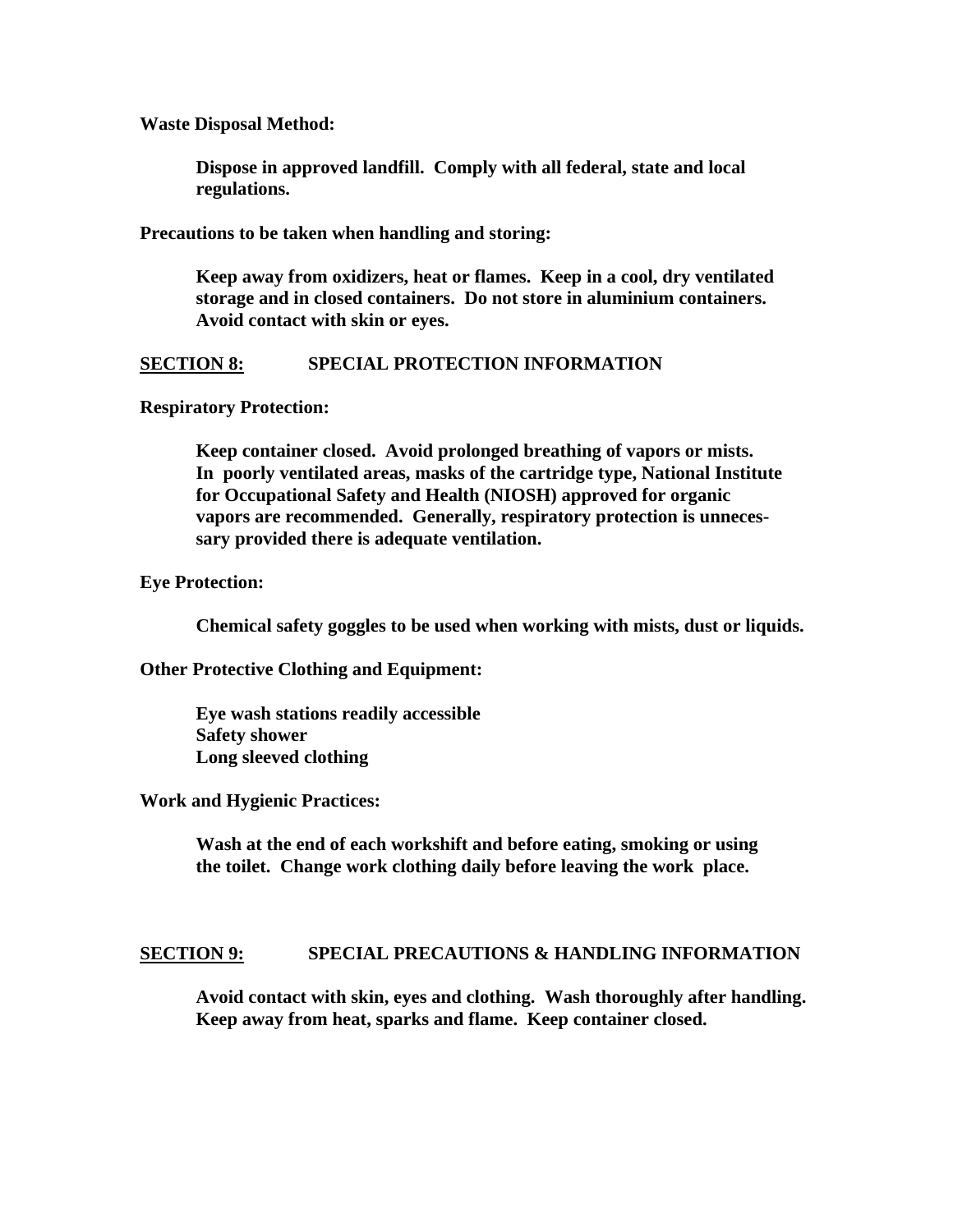**Waste Disposal Method:**

**Dispose in approved landfill. Comply with all federal, state and local regulations.**

**Precautions to be taken when handling and storing:**

**Keep away from oxidizers, heat or flames. Keep in a cool, dry ventilated storage and in closed containers. Do not store in aluminium containers. Avoid contact with skin or eyes.**

## SECTION 8: SPECIAL PROTECTION INFORMATION

**Respiratory Protection:**

**Keep container closed. Avoid prolonged breathing of vapors or mists. In poorly ventilated areas, masks of the cartridge type, National Institute for Occupational Safety and Health (NIOSH) approved for organic vapors are recommended. Generally, respiratory protection is unnecessary provided there is adequate ventilation.**

**Eye Protection:**

**Chemical safety goggles to be used when working with mists, dust or liquids.**

**Other Protective Clothing and Equipment:**

**Eye wash stations readily accessible**
**Safety shower**
**Long sleeved clothing**

**Work and Hygienic Practices:**

**Wash at the end of each workshift and before eating, smoking or using the toilet. Change work clothing daily before leaving the work place.**

## SECTION 9: SPECIAL PRECAUTIONS & HANDLING INFORMATION

**Avoid contact with skin, eyes and clothing. Wash thoroughly after handling. Keep away from heat, sparks and flame. Keep container closed.**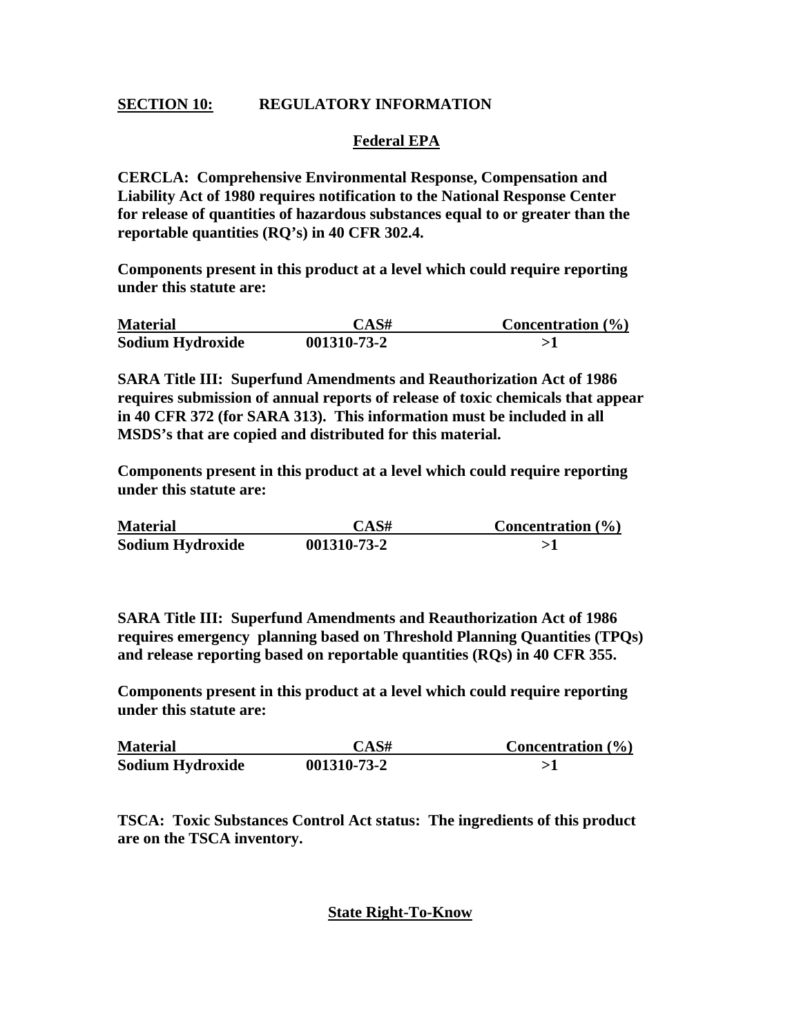## SECTION 10: REGULATORY INFORMATION

### Federal EPA

**CERCLA: Comprehensive Environmental Response, Compensation and Liability Act of 1980 requires notification to the National Response Center for release of quantities of hazardous substances equal to or greater than the reportable quantities (RQ's) in 40 CFR 302.4.**

**Components present in this product at a level which could require reporting under this statute are:**

| Material | CAS# | Concentration (%) |
|---|---|---|
| Sodium Hydroxide | 001310-73-2 | >1 |

**SARA Title III: Superfund Amendments and Reauthorization Act of 1986 requires submission of annual reports of release of toxic chemicals that appear in 40 CFR 372 (for SARA 313). This information must be included in all MSDS's that are copied and distributed for this material.**

**Components present in this product at a level which could require reporting under this statute are:**

| Material | CAS# | Concentration (%) |
|---|---|---|
| Sodium Hydroxide | 001310-73-2 | >1 |

**SARA Title III: Superfund Amendments and Reauthorization Act of 1986 requires emergency planning based on Threshold Planning Quantities (TPQs) and release reporting based on reportable quantities (RQs) in 40 CFR 355.**

**Components present in this product at a level which could require reporting under this statute are:**

| Material | CAS# | Concentration (%) |
|---|---|---|
| Sodium Hydroxide | 001310-73-2 | >1 |

**TSCA: Toxic Substances Control Act status: The ingredients of this product are on the TSCA inventory.**

### State Right-To-Know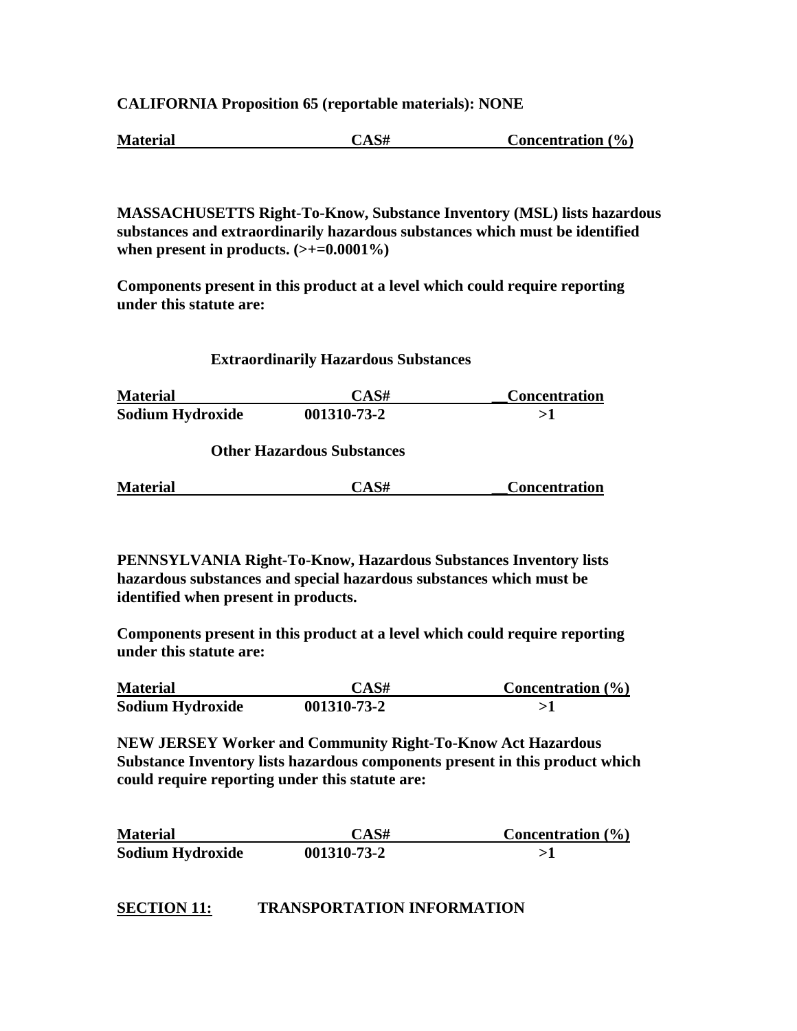**CALIFORNIA Proposition 65 (reportable materials): NONE**

| Material | CAS# | Concentration (%) |
|---|---|---|

**MASSACHUSETTS Right-To-Know, Substance Inventory (MSL) lists hazardous substances and extraordinarily hazardous substances which must be identified when present in products. (>+=0.0001%)**

**Components present in this product at a level which could require reporting under this statute are:**

**Extraordinarily Hazardous Substances**

| Material | CAS# | Concentration |
|---|---|---|
| Sodium Hydroxide | 001310-73-2 | >1 |

**Other Hazardous Substances**

| Material | CAS# | Concentration |
|---|---|---|

**PENNSYLVANIA Right-To-Know, Hazardous Substances Inventory lists hazardous substances and special hazardous substances which must be identified when present in products.**

**Components present in this product at a level which could require reporting under this statute are:**

| Material | CAS# | Concentration (%) |
|---|---|---|
| Sodium Hydroxide | 001310-73-2 | >1 |

**NEW JERSEY Worker and Community Right-To-Know Act Hazardous Substance Inventory lists hazardous components present in this product which could require reporting under this statute are:**

| Material | CAS# | Concentration (%) |
|---|---|---|
| Sodium Hydroxide | 001310-73-2 | >1 |

## SECTION 11: TRANSPORTATION INFORMATION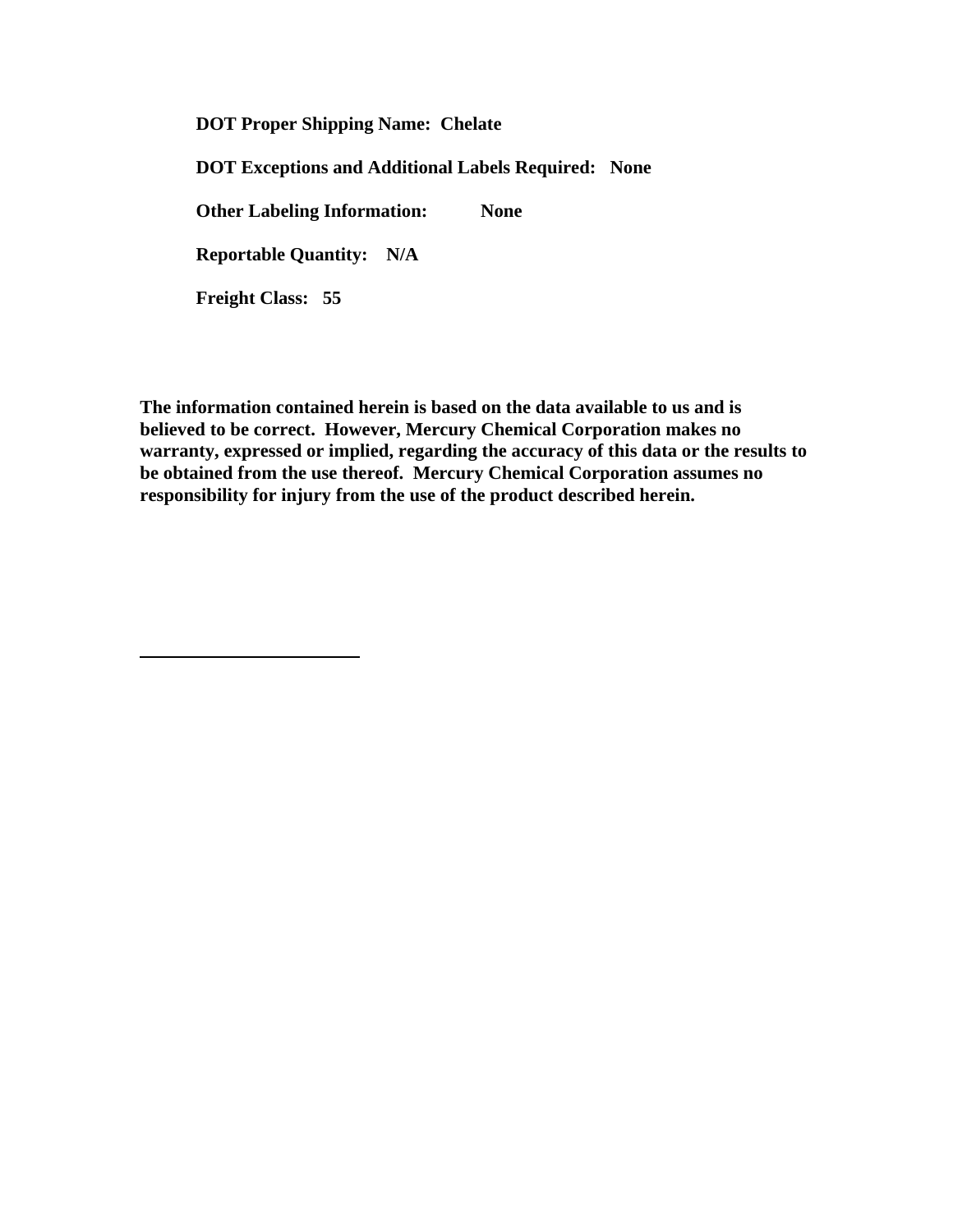**DOT Proper Shipping Name: Chelate**

**DOT Exceptions and Additional Labels Required: None**

**Other Labeling Information: None**

**Reportable Quantity: N/A**

**Freight Class: 55**

**The information contained herein is based on the data available to us and is believed to be correct. However, Mercury Chemical Corporation makes no warranty, expressed or implied, regarding the accuracy of this data or the results to be obtained from the use thereof. Mercury Chemical Corporation assumes no responsibility for injury from the use of the product described herein.**